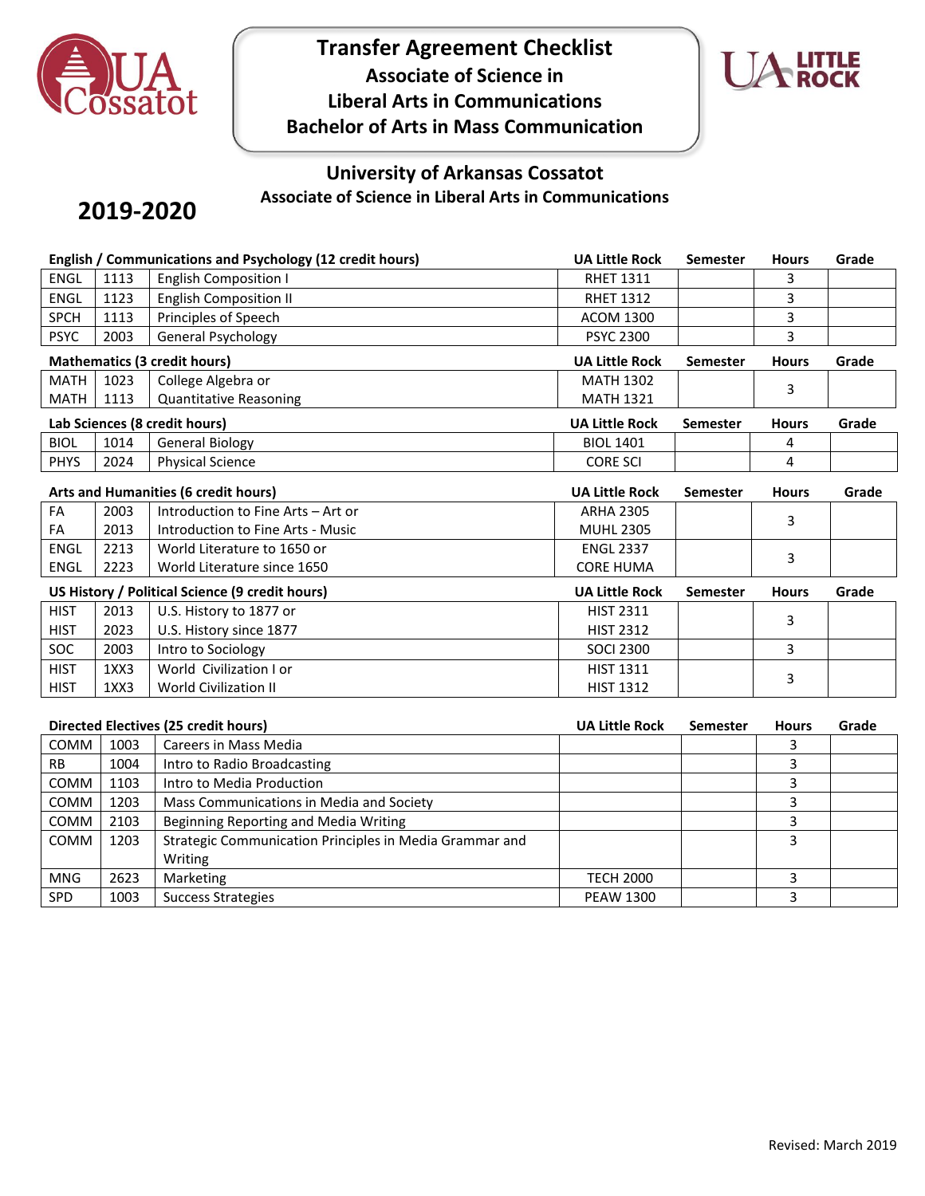# Transfer Agreement Checklist

## Associate of Science in Liberal Arts in Communications

## Bachelor of Arts in Mass Communication

### University of Arkansas Cossatot

### Associate of Science in Liberal Arts in Communications

## 2019-2020

| English / Communications and Psychology (12 credit hours) | | | UA Little Rock | Semester | Hours | Grade |
|---|---|---|---|---|---|---|
| ENGL | 1113 | English Composition I | RHET 1311 | | 3 | |
| ENGL | 1123 | English Composition II | RHET 1312 | | 3 | |
| SPCH | 1113 | Principles of Speech | ACOM 1300 | | 3 | |
| PSYC | 2003 | General Psychology | PSYC 2300 | | 3 | |

| Mathematics (3 credit hours) | | | UA Little Rock | Semester | Hours | Grade |
|---|---|---|---|---|---|---|
| MATH<br>MATH | 1023<br>1113 | College Algebra or<br>Quantitative Reasoning | MATH 1302<br>MATH 1321 | | 3 | |

| Lab Sciences (8 credit hours) | | | UA Little Rock | Semester | Hours | Grade |
|---|---|---|---|---|---|---|
| BIOL | 1014 | General Biology | BIOL 1401 | | 4 | |
| PHYS | 2024 | Physical Science | CORE SCI | | 4 | |

| Arts and Humanities (6 credit hours) | | | UA Little Rock | Semester | Hours | Grade |
|---|---|---|---|---|---|---|
| FA<br>FA | 2003<br>2013 | Introduction to Fine Arts – Art or<br>Introduction to Fine Arts - Music | ARHA 2305<br>MUHL 2305 | | 3 | |
| ENGL<br>ENGL | 2213<br>2223 | World Literature to 1650 or<br>World Literature since 1650 | ENGL 2337<br>CORE HUMA | | 3 | |

| US History / Political Science (9 credit hours) | | | UA Little Rock | Semester | Hours | Grade |
|---|---|---|---|---|---|---|
| HIST<br>HIST | 2013<br>2023 | U.S. History to 1877 or<br>U.S. History since 1877 | HIST 2311<br>HIST 2312 | | 3 | |
| SOC | 2003 | Intro to Sociology | SOCI 2300 | | 3 | |
| HIST<br>HIST | 1XX3<br>1XX3 | World Civilization I or<br>World Civilization II | HIST 1311<br>HIST 1312 | | 3 | |

| Directed Electives (25 credit hours) | | | UA Little Rock | Semester | Hours | Grade |
|---|---|---|---|---|---|---|
| COMM | 1003 | Careers in Mass Media | | | 3 | |
| RB | 1004 | Intro to Radio Broadcasting | | | 3 | |
| COMM | 1103 | Intro to Media Production | | | 3 | |
| COMM | 1203 | Mass Communications in Media and Society | | | 3 | |
| COMM | 2103 | Beginning Reporting and Media Writing | | | 3 | |
| COMM | 1203 | Strategic Communication Principles in Media Grammar and Writing | | | 3 | |
| MNG | 2623 | Marketing | TECH 2000 | | 3 | |
| SPD | 1003 | Success Strategies | PEAW 1300 | | 3 | |

Revised: March 2019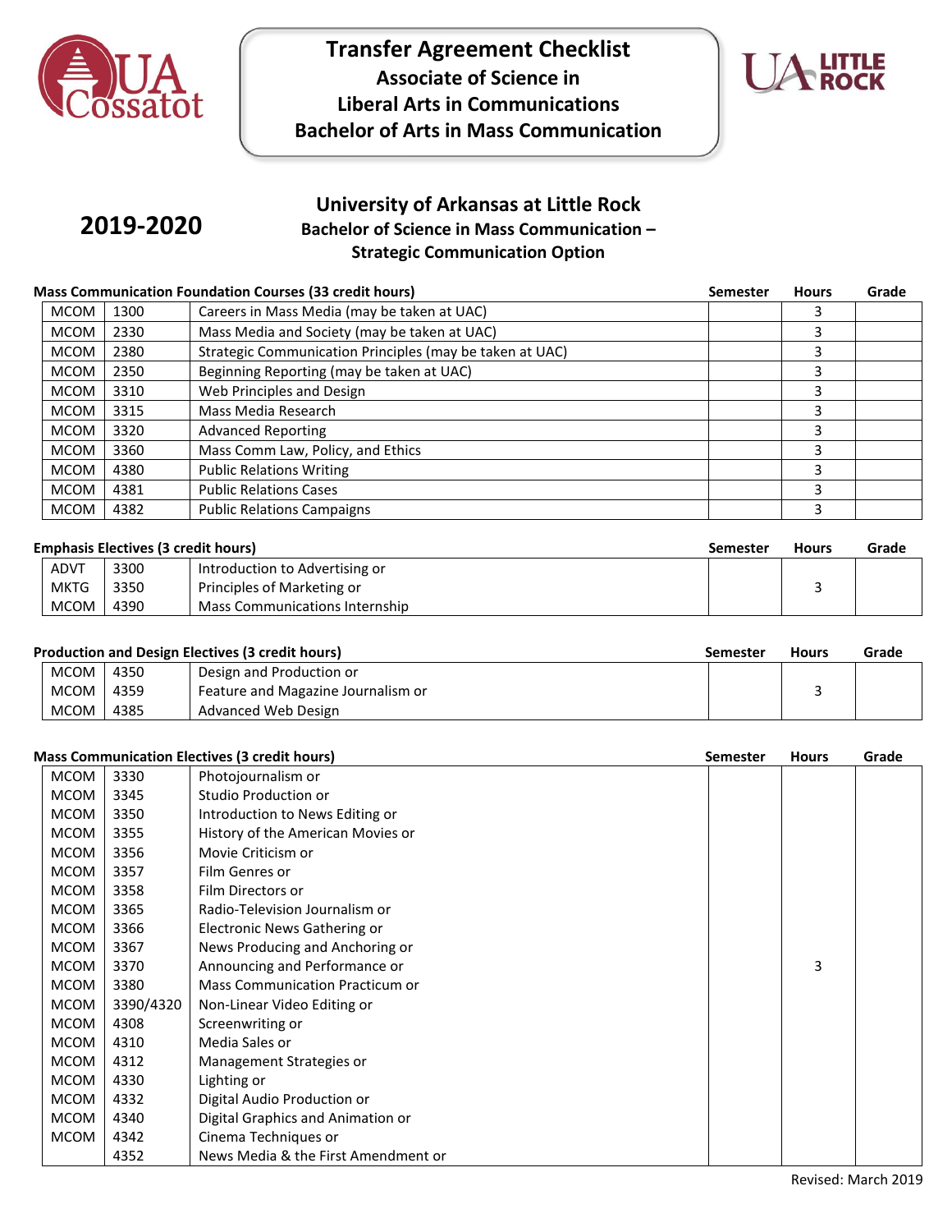# Transfer Agreement Checklist
## Associate of Science in Liberal Arts in Communications
## Bachelor of Arts in Mass Communication

**2019-2020**

## University of Arkansas at Little Rock
### Bachelor of Science in Mass Communication – Strategic Communication Option

**Mass Communication Foundation Courses (33 credit hours)**

| | | | Semester | Hours | Grade |
|---|---|---|---|---|---|
| MCOM | 1300 | Careers in Mass Media (may be taken at UAC) | | 3 | |
| MCOM | 2330 | Mass Media and Society (may be taken at UAC) | | 3 | |
| MCOM | 2380 | Strategic Communication Principles (may be taken at UAC) | | 3 | |
| MCOM | 2350 | Beginning Reporting (may be taken at UAC) | | 3 | |
| MCOM | 3310 | Web Principles and Design | | 3 | |
| MCOM | 3315 | Mass Media Research | | 3 | |
| MCOM | 3320 | Advanced Reporting | | 3 | |
| MCOM | 3360 | Mass Comm Law, Policy, and Ethics | | 3 | |
| MCOM | 4380 | Public Relations Writing | | 3 | |
| MCOM | 4381 | Public Relations Cases | | 3 | |
| MCOM | 4382 | Public Relations Campaigns | | 3 | |

**Emphasis Electives (3 credit hours)**

| | | | Semester | Hours | Grade |
|---|---|---|---|---|---|
| ADVT | 3300 | Introduction to Advertising or | | | |
| MKTG | 3350 | Principles of Marketing or | | 3 | |
| MCOM | 4390 | Mass Communications Internship | | | |

**Production and Design Electives (3 credit hours)**

| | | | Semester | Hours | Grade |
|---|---|---|---|---|---|
| MCOM | 4350 | Design and Production or | | | |
| MCOM | 4359 | Feature and Magazine Journalism or | | 3 | |
| MCOM | 4385 | Advanced Web Design | | | |

**Mass Communication Electives (3 credit hours)**

| | | | Semester | Hours | Grade |
|---|---|---|---|---|---|
| MCOM | 3330 | Photojournalism or | | | |
| MCOM | 3345 | Studio Production or | | | |
| MCOM | 3350 | Introduction to News Editing or | | | |
| MCOM | 3355 | History of the American Movies or | | | |
| MCOM | 3356 | Movie Criticism or | | | |
| MCOM | 3357 | Film Genres or | | | |
| MCOM | 3358 | Film Directors or | | | |
| MCOM | 3365 | Radio-Television Journalism or | | | |
| MCOM | 3366 | Electronic News Gathering or | | | |
| MCOM | 3367 | News Producing and Anchoring or | | | |
| MCOM | 3370 | Announcing and Performance or | | 3 | |
| MCOM | 3380 | Mass Communication Practicum or | | | |
| MCOM | 3390/4320 | Non-Linear Video Editing or | | | |
| MCOM | 4308 | Screenwriting or | | | |
| MCOM | 4310 | Media Sales or | | | |
| MCOM | 4312 | Management Strategies or | | | |
| MCOM | 4330 | Lighting or | | | |
| MCOM | 4332 | Digital Audio Production or | | | |
| MCOM | 4340 | Digital Graphics and Animation or | | | |
| MCOM | 4342 | Cinema Techniques or | | | |
| | 4352 | News Media & the First Amendment or | | | |

Revised: March 2019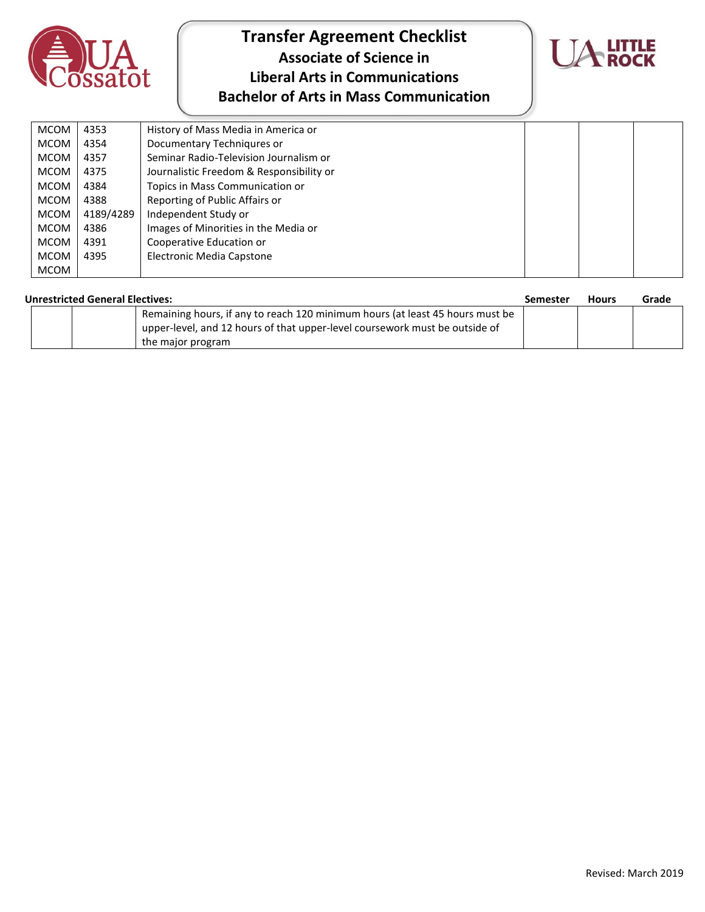# Transfer Agreement Checklist

## Associate of Science in Liberal Arts in Communications

## Bachelor of Arts in Mass Communication

| | | | | | |
|---|---|---|---|---|---|
| MCOM | 4353 | History of Mass Media in America or | | | |
| MCOM | 4354 | Documentary Techniqures or | | | |
| MCOM | 4357 | Seminar Radio-Television Journalism or | | | |
| MCOM | 4375 | Journalistic Freedom & Responsibility or | | | |
| MCOM | 4384 | Topics in Mass Communication or | | | |
| MCOM | 4388 | Reporting of Public Affairs or | | | |
| MCOM | 4189/4289 | Independent Study or | | | |
| MCOM | 4386 | Images of Minorities in the Media or | | | |
| MCOM | 4391 | Cooperative Education or | | | |
| MCOM | 4395 | Electronic Media Capstone | | | |
| MCOM | | | | | |

**Unrestricted General Electives:**

| | | | Semester | Hours | Grade |
|---|---|---|---|---|---|
| | | Remaining hours, if any to reach 120 minimum hours (at least 45 hours must be upper-level, and 12 hours of that upper-level coursework must be outside of the major program | | | |

Revised: March 2019